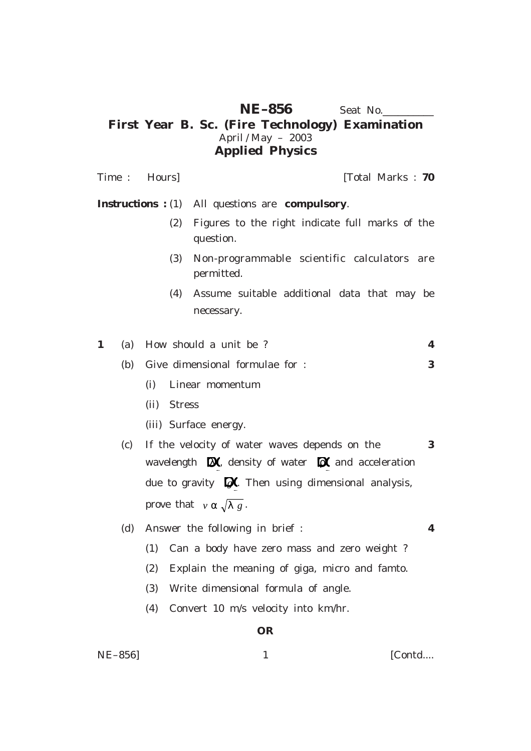# NE–856

Seat No.__________

## First Year B. Sc. (Fire Technology) Examination

April / May – 2003

## Applied Physics

Time : Hours] [Total Marks : **70**

**Instructions :** (1) All questions are **compulsory**.

(2) Figures to the right indicate full marks of the question.

(3) Non-programmable scientific calculators are permitted.

(4) Assume suitable additional data that may be necessary.

**1** (a) How should a unit be ? **4**

(b) Give dimensional formulae for : **3**

(i) Linear momentum

(ii) Stress

(iii) Surface energy.

(c) If the velocity of water waves depends on the wavelength $(\lambda)$, density of water $(\rho)$ and acceleration due to gravity $(g)$. Then using dimensional analysis, prove that $v \propto \sqrt{\lambda g}$. **3**

(d) Answer the following in brief : **4**

(1) Can a body have zero mass and zero weight ?

(2) Explain the meaning of giga, micro and famto.

(3) Write dimensional formula of angle.

(4) Convert 10 m/s velocity into km/hr.

**OR**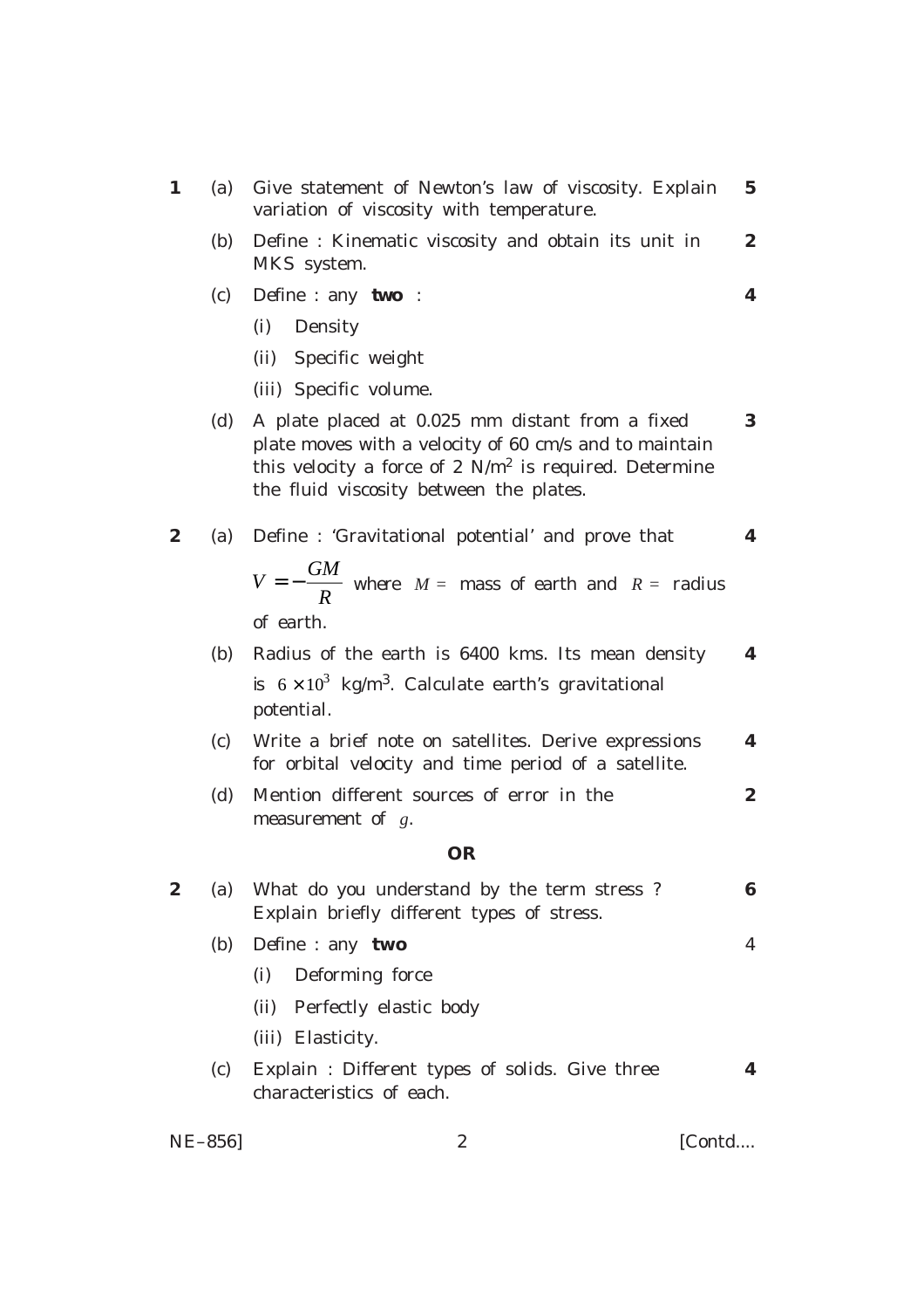**1** (a) Give statement of Newton's law of viscosity. Explain variation of viscosity with temperature. **5**

(b) Define : Kinematic viscosity and obtain its unit in MKS system. **2**

(c) Define : any **two** : **4**

  (i) Density

  (ii) Specific weight

  (iii) Specific volume.

(d) A plate placed at 0.025 mm distant from a fixed plate moves with a velocity of 60 cm/s and to maintain this velocity a force of 2 N/m$^2$ is required. Determine the fluid viscosity between the plates. **3**

**2** (a) Define : 'Gravitational potential' and prove that $V = -\frac{GM}{R}$ where $M =$ mass of earth and $R =$ radius of earth. **4**

(b) Radius of the earth is 6400 kms. Its mean density is $6 \times 10^3$ kg/m$^3$. Calculate earth's gravitational potential. **4**

(c) Write a brief note on satellites. Derive expressions for orbital velocity and time period of a satellite. **4**

(d) Mention different sources of error in the measurement of $g$. **2**

**OR**

**2** (a) What do you understand by the term stress ? Explain briefly different types of stress. **6**

(b) Define : any **two** 4

  (i) Deforming force

  (ii) Perfectly elastic body

  (iii) Elasticity.

(c) Explain : Different types of solids. Give three characteristics of each. **4**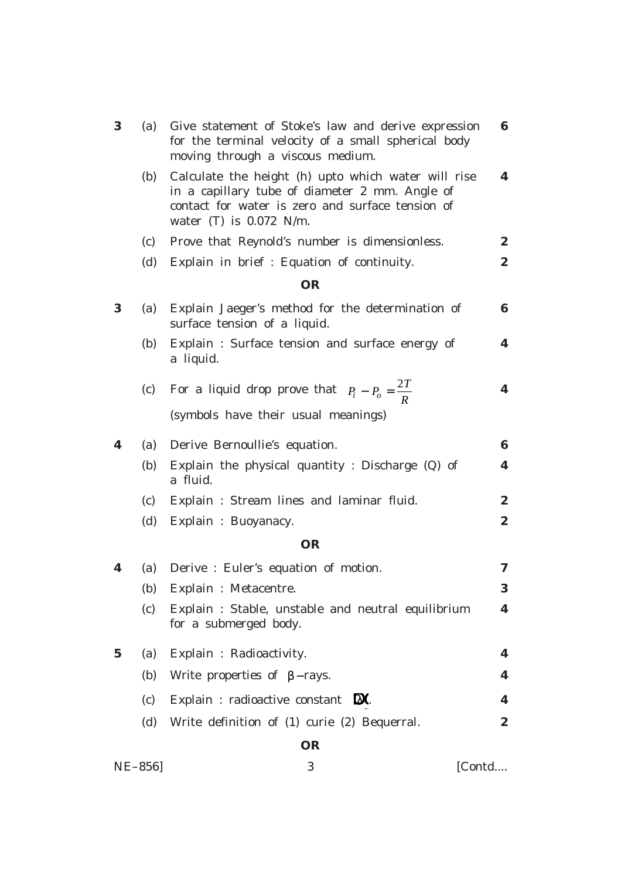3 (a) Give statement of Stoke's law and derive expression for the terminal velocity of a small spherical body moving through a viscous medium. **6**

(b) Calculate the height (h) upto which water will rise in a capillary tube of diameter 2 mm. Angle of contact for water is zero and surface tension of water (T) is 0.072 N/m. **4**

(c) Prove that Reynold's number is dimensionless. **2**

(d) Explain in brief : Equation of continuity. **2**

**OR**

3 (a) Explain Jaeger's method for the determination of surface tension of a liquid. **6**

(b) Explain : Surface tension and surface energy of a liquid. **4**

(c) For a liquid drop prove that $P_i - P_o = \frac{2T}{R}$ **4**

(symbols have their usual meanings)

4 (a) Derive Bernoullie's equation. **6**

(b) Explain the physical quantity : Discharge (Q) of a fluid. **4**

(c) Explain : Stream lines and laminar fluid. **2**

(d) Explain : Buoyanacy. **2**

**OR**

4 (a) Derive : Euler's equation of motion. **7**

(b) Explain : Metacentre. **3**

(c) Explain : Stable, unstable and neutral equilibrium for a submerged body. **4**

5 (a) Explain : Radioactivity. **4**

(b) Write properties of $\beta$ – rays. **4**

(c) Explain : radioactive constant $(\lambda)$. **4**

(d) Write definition of (1) curie (2) Bequerral. **2**

**OR**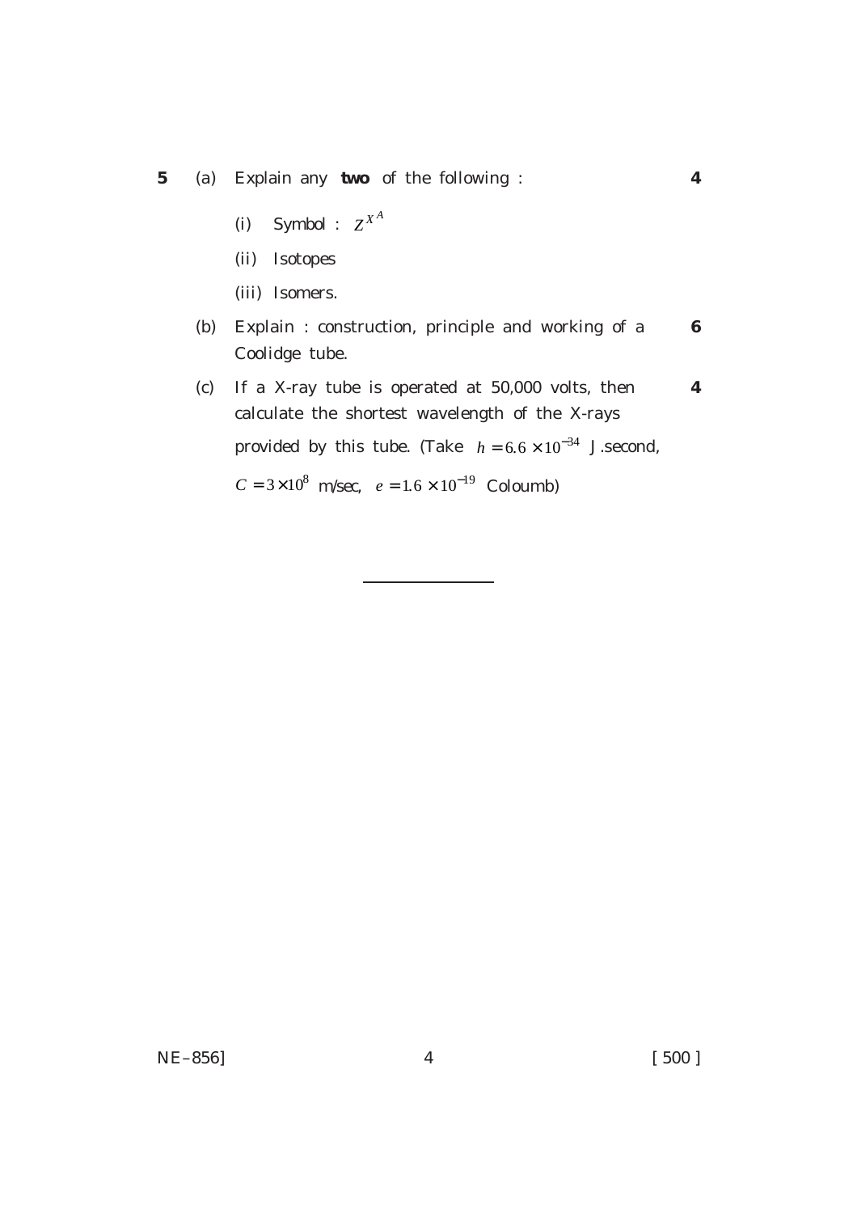**5** (a) Explain any **two** of the following : **4**

(i) Symbol : $Z^{X^A}$

(ii) Isotopes

(iii) Isomers.

(b) Explain : construction, principle and working of a Coolidge tube. **6**

(c) If a X-ray tube is operated at 50,000 volts, then calculate the shortest wavelength of the X-rays provided by this tube. (Take $h = 6.6 \times 10^{-34}$ J.second, $C = 3 \times 10^{8}$ m/sec, $e = 1.6 \times 10^{-19}$ Coloumb) **4**